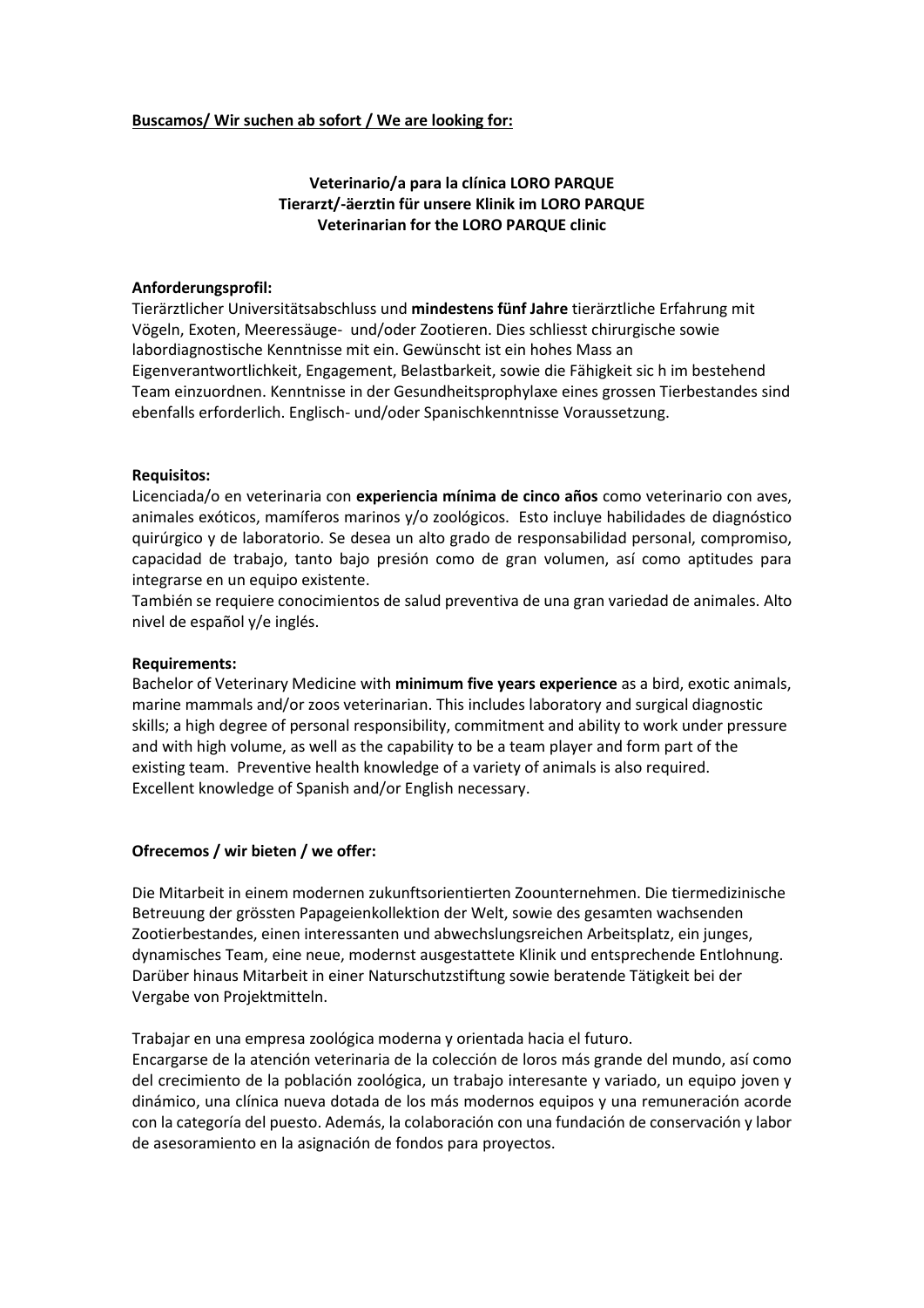**Buscamos/ Wir suchen ab sofort / We are looking for:**

**Veterinario/a para la clínica LORO PARQUE**
**Tierarzt/-äerztin für unsere Klinik im LORO PARQUE**
**Veterinarian for the LORO PARQUE clinic**

**Anforderungsprofil:**
Tierärztlicher Universitätsabschluss und **mindestens fünf Jahre** tierärztliche Erfahrung mit Vögeln, Exoten, Meeressäuge- und/oder Zootieren. Dies schliesst chirurgische sowie labordiagnostische Kenntnisse mit ein. Gewünscht ist ein hohes Mass an Eigenverantwortlichkeit, Engagement, Belastbarkeit, sowie die Fähigkeit sic h im bestehend Team einzuordnen. Kenntnisse in der Gesundheitsprophylaxe eines grossen Tierbestandes sind ebenfalls erforderlich. Englisch- und/oder Spanischkenntnisse Voraussetzung.

**Requisitos:**
Licenciada/o en veterinaria con **experiencia mínima de cinco años** como veterinario con aves, animales exóticos, mamíferos marinos y/o zoológicos. Esto incluye habilidades de diagnóstico quirúrgico y de laboratorio. Se desea un alto grado de responsabilidad personal, compromiso, capacidad de trabajo, tanto bajo presión como de gran volumen, así como aptitudes para integrarse en un equipo existente.
También se requiere conocimientos de salud preventiva de una gran variedad de animales. Alto nivel de español y/e inglés.

**Requirements:**
Bachelor of Veterinary Medicine with **minimum five years experience** as a bird, exotic animals, marine mammals and/or zoos veterinarian. This includes laboratory and surgical diagnostic skills; a high degree of personal responsibility, commitment and ability to work under pressure and with high volume, as well as the capability to be a team player and form part of the existing team. Preventive health knowledge of a variety of animals is also required. Excellent knowledge of Spanish and/or English necessary.

**Ofrecemos / wir bieten / we offer:**

Die Mitarbeit in einem modernen zukunftsorientierten Zoounternehmen. Die tiermedizinische Betreuung der grössten Papageienkollektion der Welt, sowie des gesamten wachsenden Zootierbestandes, einen interessanten und abwechslungsreichen Arbeitsplatz, ein junges, dynamisches Team, eine neue, modernst ausgestattete Klinik und entsprechende Entlohnung. Darüber hinaus Mitarbeit in einer Naturschutzstiftung sowie beratende Tätigkeit bei der Vergabe von Projektmitteln.

Trabajar en una empresa zoológica moderna y orientada hacia el futuro.
Encargarse de la atención veterinaria de la colección de loros más grande del mundo, así como del crecimiento de la población zoológica, un trabajo interesante y variado, un equipo joven y dinámico, una clínica nueva dotada de los más modernos equipos y una remuneración acorde con la categoría del puesto. Además, la colaboración con una fundación de conservación y labor de asesoramiento en la asignación de fondos para proyectos.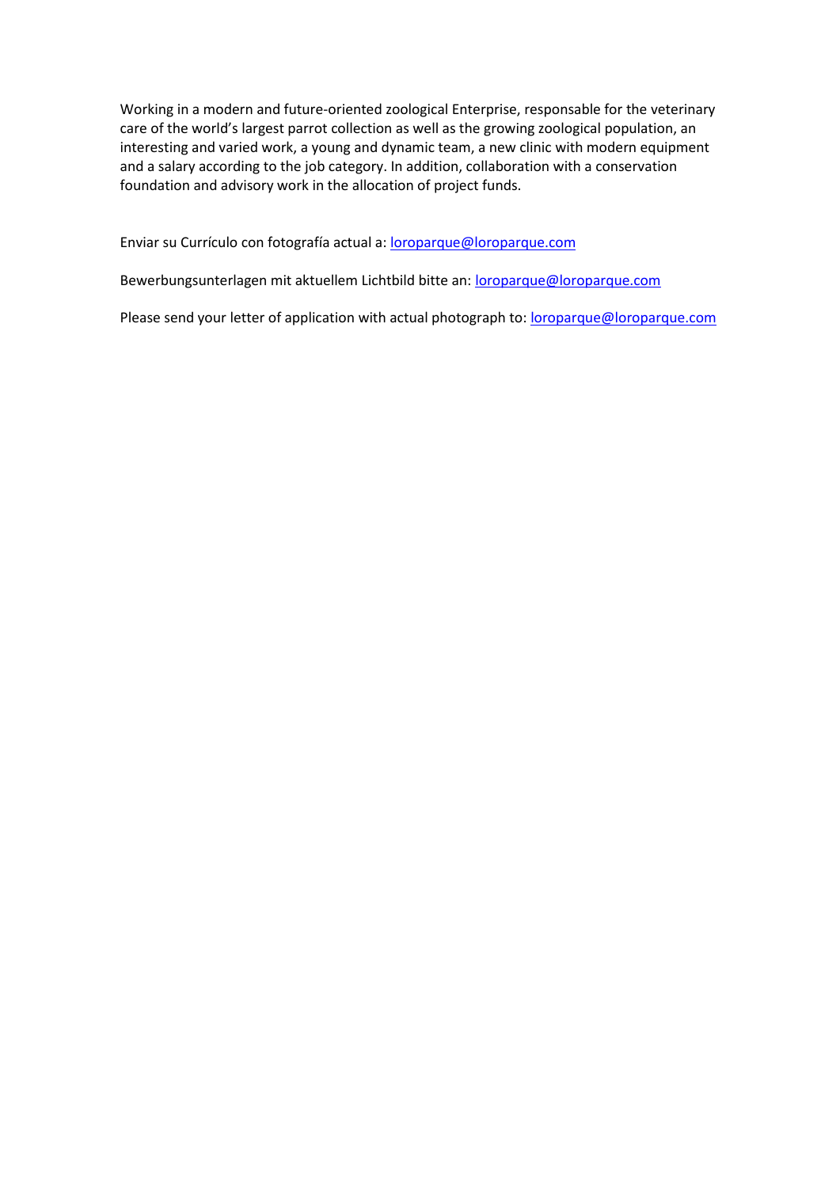Working in a modern and future-oriented zoological Enterprise, responsable for the veterinary care of the world's largest parrot collection as well as the growing zoological population, an interesting and varied work, a young and dynamic team, a new clinic with modern equipment and a salary according to the job category. In addition, collaboration with a conservation foundation and advisory work in the allocation of project funds.

Enviar su Currículo con fotografía actual a: loroparque@loroparque.com

Bewerbungsunterlagen mit aktuellem Lichtbild bitte an: loroparque@loroparque.com

Please send your letter of application with actual photograph to: loroparque@loroparque.com